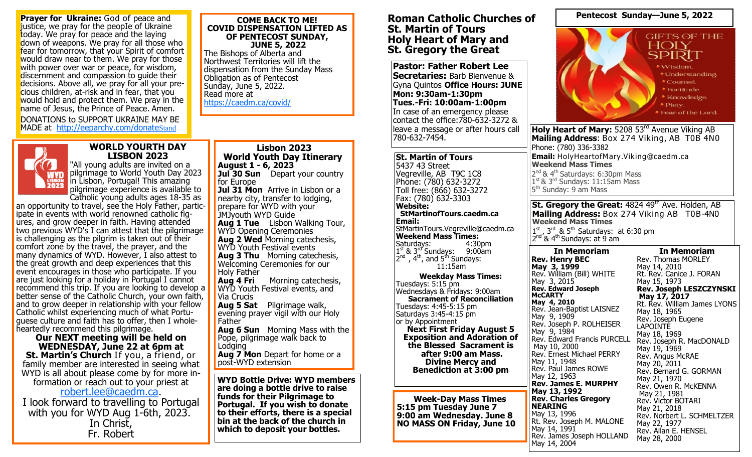**Prayer for Ukraine:** God of peace and justice, we pray for the people of Ukraine today. We pray for peace and the laying down of weapons. We pray for all those who fear for tomorrow, that your Spirit of comfort would draw near to them. We pray for those with power over war or peace, for wisdom, discernment and compassion to guide their decisions. Above all, we pray for all your precious children, at-risk and in fear, that you would hold and protect them. We pray in the name of Jesus, the Prince of Peace. Amen.

DONATIONS to SUPPORT UKRAINE MAY BE MADE at http://eeparchy.com/donateStand

**COME BACK TO ME!**
**COVID DISPENSATION LIFTED AS OF PENTECOST SUNDAY, JUNE 5, 2022**

The Bishops of Alberta and Northwest Territories will lift the dispensation from the Sunday Mass Obligation as of Pentecost Sunday, June 5, 2022.
Read more at
https://caedm.ca/covid/

## WORLD YOURTH DAY LISBON 2023

"All young adults are invited on a pilgrimage to World Youth Day 2023 in Lisbon, Portugal! This amazing pilgrimage experience is available to Catholic young adults ages 18-35 as an opportunity to travel, see the Holy Father, participate in events with world renowned catholic figures, and grow deeper in faith. Having attended two previous WYD's I can attest that the pilgrimage is challenging as the pilgrim is taken out of their comfort zone by the travel, the prayer, and the many dynamics of WYD. However, I also attest to the great growth and deep experiences that this event encourages in those who participate. If you are just looking for a holiday in Portugal I cannot recommend this trip. If you are looking to develop a better sense of the Catholic Church, your own faith, and to grow deeper in relationship with your fellow Catholic whilst experiencing much of what Portuguese culture and faith has to offer, then I wholeheartedly recommend this pilgrimage.

**Our NEXT meeting will be held on WEDNESDAY, June 22 at 6pm at St. Martin's Church** If you, a friend, or family member are interested in seeing what WYD is all about please come by for more information or reach out to your priest at robert.lee@caedm.ca.

I look forward to travelling to Portugal with you for WYD Aug 1-6th, 2023.
In Christ,
Fr. Robert

## Lisbon 2023 World Youth Day Itinerary August 1 - 6, 2023

**Jul 30 Sun** Depart your country for Europe
**Jul 31 Mon** Arrive in Lisbon or a nearby city, transfer to lodging, prepare for WYD with your JMJyouth WYD Guide
**Aug 1 Tue** Lisbon Walking Tour, WYD Opening Ceremonies
**Aug 2 Wed** Morning catechesis, WYD Youth Festival events
**Aug 3 Thu** Morning catechesis, Welcoming Ceremonies for our Holy Father
**Aug 4 Fri** Morning catechesis, WYD Youth Festival events, and Via Crucis
**Aug 5 Sat** Pilgrimage walk, evening prayer vigil with our Holy Father
**Aug 6 Sun** Morning Mass with the Pope, pilgrimage walk back to Lodging
**Aug 7 Mon** Depart for home or a post-WYD extension

**WYD Bottle Drive: WYD members are doing a bottle drive to raise funds for their Pilgrimage to Portugal. If you wish to donate to their efforts, there is a special bin at the back of the church in which to deposit your bottles.**

# Roman Catholic Churches of St. Martin of Tours Holy Heart of Mary and St. Gregory the Great

**Pastor: Father Robert Lee**
**Secretaries:** Barb Bienvenue & Gyna Quintos **Office Hours: JUNE**
**Mon: 9:30am-1:30pm**
**Tues.-Fri: 10:00am-1:00pm**
In case of an emergency please contact the office:780-632-3272 & leave a message or after hours call 780-632-7454.

**St. Martin of Tours**
5437 43 Street
Vegreville, AB T9C 1C8
Phone: (780) 632-3272
Toll free: (866) 632-3272
Fax: (780) 632-3303
**Website:**
**StMartinofTours.caedm.ca**
**Email:**
StMartinTours.Vegreville@caedm.ca
**Weekend Mass Times:**
Saturdays: 4:30pm
1st & 3rd Sundays: 9:00am
2nd, 4th, and 5th Sundays: 11:15am

**Weekday Mass Times:**
Tuesdays: 5:15 pm
Wednesdays & Fridays: 9:00am
**Sacrament of Reconciliation**
Tuesdays: 4:45-5:15 pm
Saturdays 3:45-4:15 pm
or by Appointment
**Next First Friday August 5 Exposition and Adoration of the Blessed Sacrament is after 9:00 am Mass. Divine Mercy and Benediction at 3:00 pm**

**Week-Day Mass Times**
**5:15 pm Tuesday June 7**
**9:00 am Wednesday. June 8**
**NO MASS ON Friday, June 10**

**Pentecost Sunday—June 5, 2022**

**Holy Heart of Mary:** 5208 53rd Avenue Viking AB
**Mailing Address**: Box 274 Viking, AB T0B 4N0
Phone: (780) 336-3382
**Email:** HolyHeartofMary.Viking@caedm.ca
**Weekend Mass Times**
2nd & 4th Saturdays: 6:30pm Mass
1st & 3rd Sundays: 11:15am Mass
5th Sunday: 9 am Mass

**St. Gregory the Great:** 4824 49th Ave. Holden, AB
**Mailing Address:** Box 274 Viking AB T0B-4N0
**Weekend Mass Times**
1st, 3rd & 5th Saturdays: at 6:30 pm
2nd & 4th Sundays: at 9 am

### In Memoriam

**Rev. Henry BEC**
**May 3, 1999**
Rev. William (Bill) WHITE
May 3, 2015
**Rev. Edward Joseph McCARTY**
**May 4, 2010**
Rev. Jean-Baptist LAISNEZ
May 9, 1909
Rev. Joseph P. ROLHEISER
May 9, 1984
Rev. Edward Francis PURCELL
May 10, 2000
Rev. Ernest Michael PERRY
May 11, 1948
Rev. Paul James ROWE
May 12, 1963
**Rev. James E. MURPHY**
**May 13, 1992**
**Rev. Charles Gregory NEARING**
May 13, 1996
Rt. Rev. Joseph M. MALONE
May 14, 1991
Rev. James Joseph HOLLAND
May 14, 2004

### In Memoriam

Rev. Thomas MORLEY
May 14, 2010
Rt. Rev. Canice J. FORAN
May 15, 1973
**Rev. Joseph LESZCZYNSKI**
**May 17, 2017**
Rt. Rev. William James LYONS
May 18, 1965
Rev. Joseph Eugene LAPOINTE
May 18, 1969
Rev. Joseph R. MacDONALD
May 19, 1969
Rev. Angus McRAE
May 20, 2011
Rev. Bernard G. GORMAN
May 21, 1970
Rev. Owen R. McKENNA
May 21, 1981
Rev. Victor BOTARI
May 21, 2018
Rev. Norbert L. SCHMELTZER
May 22, 1977
Rev. Allan E. HENSEL
May 28, 2000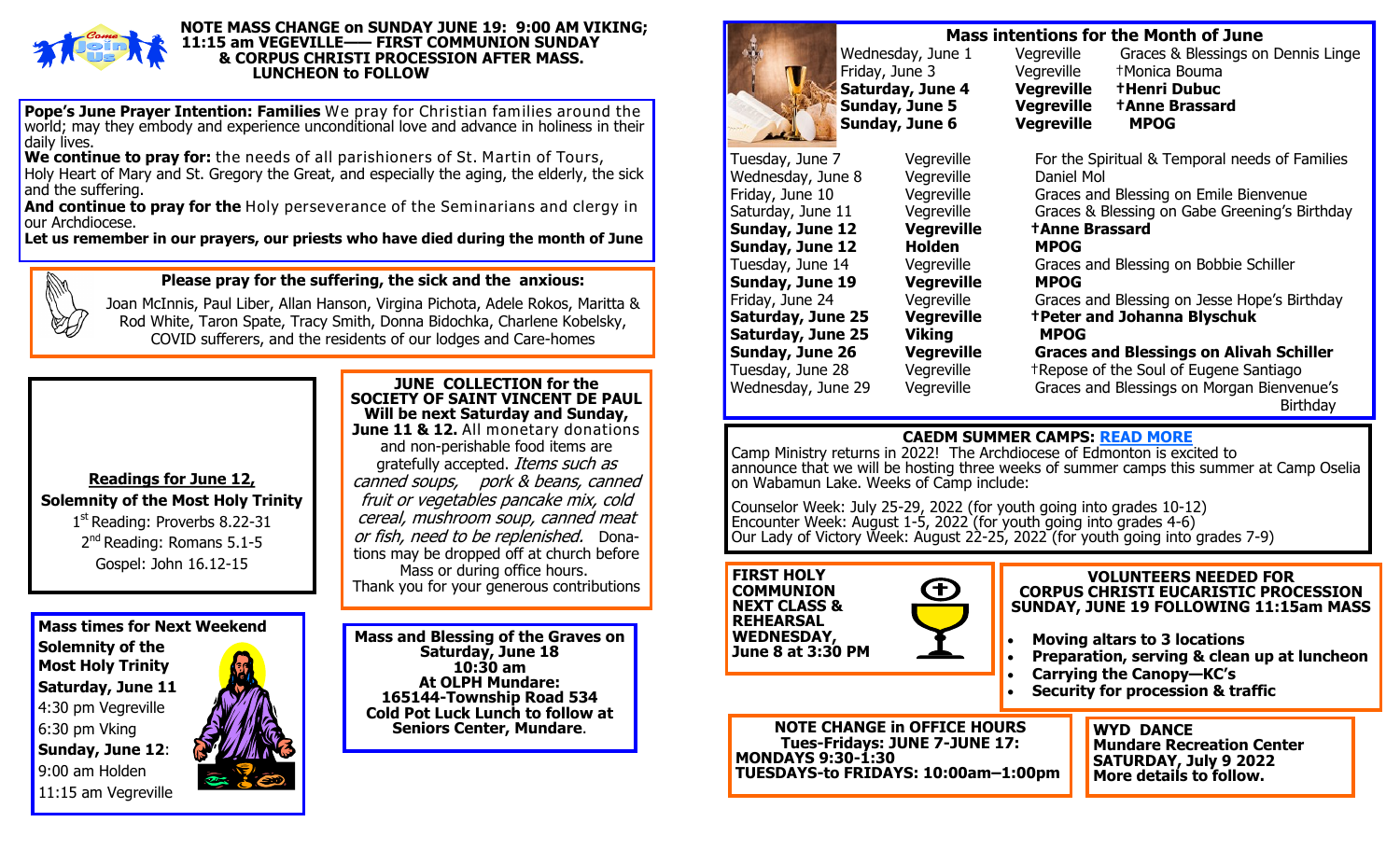**NOTE MASS CHANGE on SUNDAY JUNE 19: 9:00 AM VIKING; 11:15 am VEGEVILLE—— FIRST COMMUNION SUNDAY & CORPUS CHRISTI PROCESSION AFTER MASS. LUNCHEON to FOLLOW**

**Pope's June Prayer Intention: Families** We pray for Christian families around the world; may they embody and experience unconditional love and advance in holiness in their daily lives.

**We continue to pray for:** the needs of all parishioners of St. Martin of Tours, Holy Heart of Mary and St. Gregory the Great, and especially the aging, the elderly, the sick and the suffering.

**And continue to pray for the** Holy perseverance of the Seminarians and clergy in our Archdiocese.

**Let us remember in our prayers, our priests who have died during the month of June**

**Please pray for the suffering, the sick and the anxious:**

Joan McInnis, Paul Liber, Allan Hanson, Virgina Pichota, Adele Rokos, Maritta & Rod White, Taron Spate, Tracy Smith, Donna Bidochka, Charlene Kobelsky, COVID sufferers, and the residents of our lodges and Care-homes

**Readings for June 12,**

**Solemnity of the Most Holy Trinity**

1st Reading: Proverbs 8.22-31

2nd Reading: Romans 5.1-5

Gospel: John 16.12-15

**JUNE COLLECTION for the SOCIETY OF SAINT VINCENT DE PAUL Will be next Saturday and Sunday, June 11 & 12.** All monetary donations and non-perishable food items are gratefully accepted. *Items such as canned soups, pork & beans, canned fruit or vegetables pancake mix, cold cereal, mushroom soup, canned meat or fish, need to be replenished.* Donations may be dropped off at church before Mass or during office hours. Thank you for your generous contributions

**Mass times for Next Weekend**

**Solemnity of the Most Holy Trinity**

**Saturday, June 11**

4:30 pm Vegreville

6:30 pm Vking

**Sunday, June 12**:

9:00 am Holden

11:15 am Vegreville

**Mass and Blessing of the Graves on Saturday, June 18 10:30 am At OLPH Mundare: 165144-Township Road 534 Cold Pot Luck Lunch to follow at Seniors Center, Mundare**.

## Mass intentions for the Month of June

| | | |
|---|---|---|
| Wednesday, June 1 | Vegreville | Graces & Blessings on Dennis Linge |
| Friday, June 3 | Vegreville | †Monica Bouma |
| **Saturday, June 4** | **Vegreville** | **†Henri Dubuc** |
| **Sunday, June 5** | **Vegreville** | **†Anne Brassard** |
| **Sunday, June 6** | **Vegreville** | **MPOG** |
| Tuesday, June 7 | Vegreville | For the Spiritual & Temporal needs of Families |
| Wednesday, June 8 | Vegreville | Daniel Mol |
| Friday, June 10 | Vegreville | Graces and Blessing on Emile Bienvenue |
| Saturday, June 11 | Vegreville | Graces & Blessing on Gabe Greening's Birthday |
| **Sunday, June 12** | **Vegreville** | **†Anne Brassard** |
| **Sunday, June 12** | **Holden** | **MPOG** |
| Tuesday, June 14 | Vegreville | Graces and Blessing on Bobbie Schiller |
| **Sunday, June 19** | **Vegreville** | **MPOG** |
| Friday, June 24 | Vegreville | Graces and Blessing on Jesse Hope's Birthday |
| **Saturday, June 25** | **Vegreville** | **†Peter and Johanna Blyschuk** |
| **Saturday, June 25** | **Viking** | **MPOG** |
| **Sunday, June 26** | **Vegreville** | **Graces and Blessings on Alivah Schiller** |
| Tuesday, June 28 | Vegreville | †Repose of the Soul of Eugene Santiago |
| Wednesday, June 29 | Vegreville | Graces and Blessings on Morgan Bienvenue's Birthday |

**CAEDM SUMMER CAMPS: READ MORE**

Camp Ministry returns in 2022! The Archdiocese of Edmonton is excited to announce that we will be hosting three weeks of summer camps this summer at Camp Oselia on Wabamun Lake. Weeks of Camp include:

Counselor Week: July 25-29, 2022 (for youth going into grades 10-12)
Encounter Week: August 1-5, 2022 (for youth going into grades 4-6)
Our Lady of Victory Week: August 22-25, 2022 (for youth going into grades 7-9)

**FIRST HOLY COMMUNION NEXT CLASS & REHEARSAL WEDNESDAY, June 8 at 3:30 PM**

**VOLUNTEERS NEEDED FOR CORPUS CHRISTI EUCARISTIC PROCESSION SUNDAY, JUNE 19 FOLLOWING 11:15am MASS**

- **Moving altars to 3 locations**
- **Preparation, serving & clean up at luncheon**
- **Carrying the Canopy—KC's**
- **Security for procession & traffic**

**NOTE CHANGE in OFFICE HOURS Tues-Fridays: JUNE 7-JUNE 17: MONDAYS 9:30-1:30 TUESDAYS-to FRIDAYS: 10:00am–1:00pm**

**WYD DANCE Mundare Recreation Center SATURDAY, July 9 2022 More details to follow.**